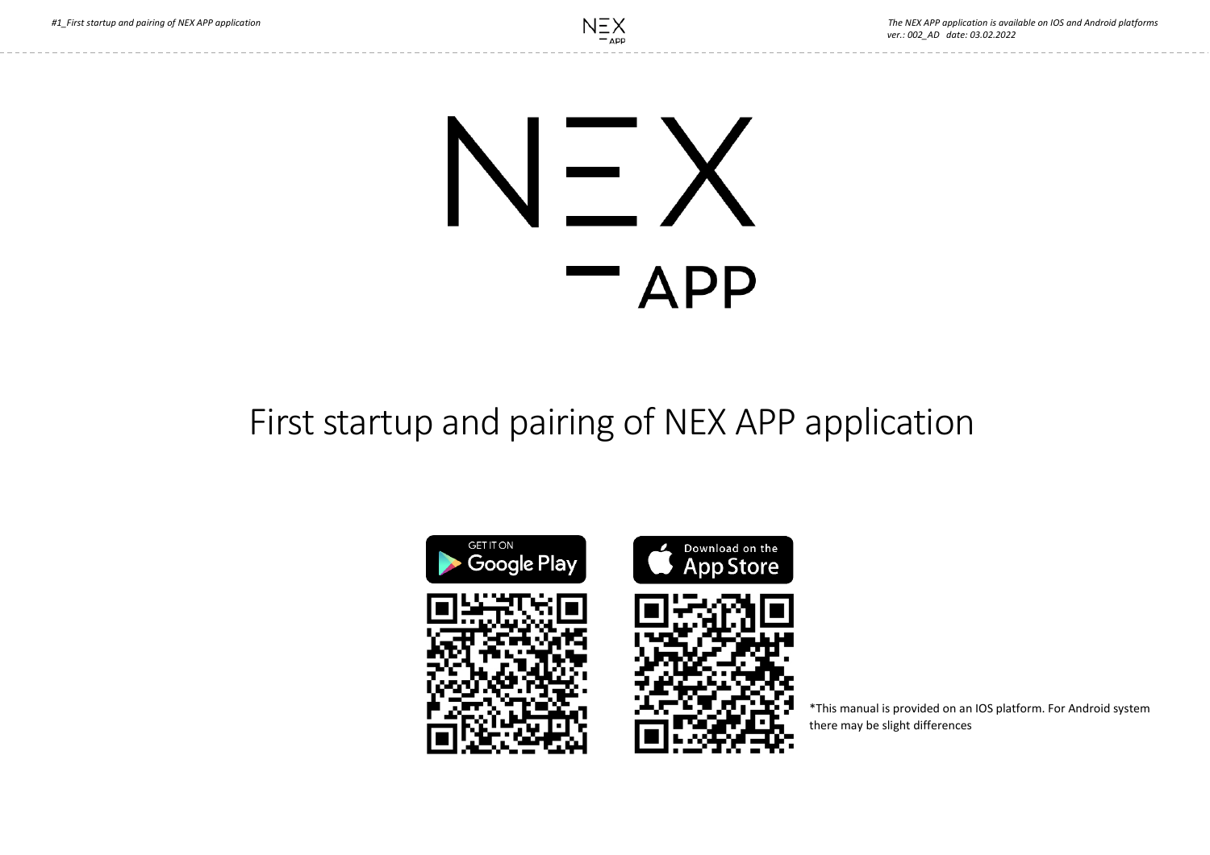# NEX APP

## First startup and pairing of NEX APP application

GET IT ON Google Play

Download on the App Store

*This manual is provided on an IOS platform. For Android system there may be slight differences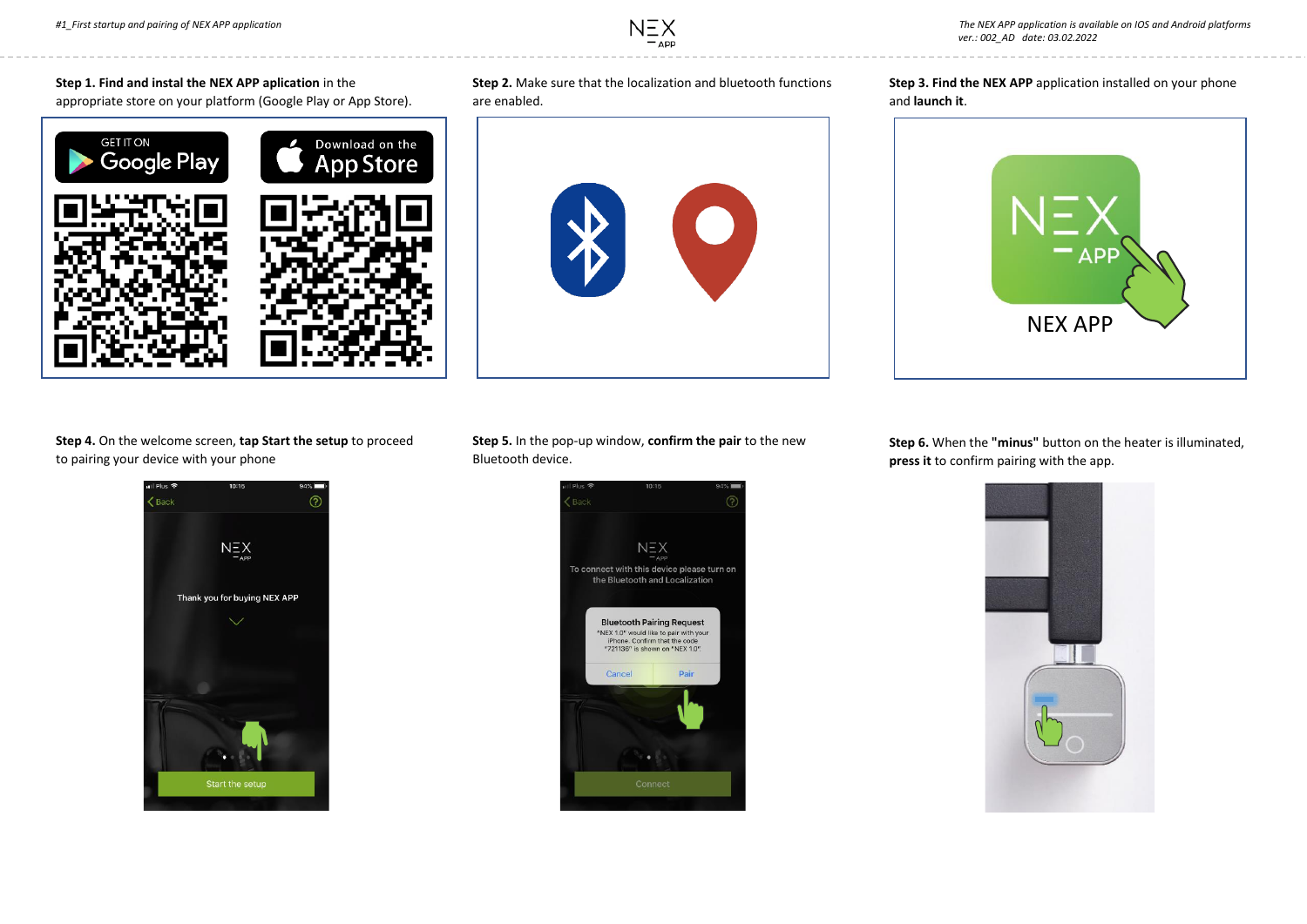**Step 1. Find and instal the NEX APP aplication** in the appropriate store on your platform (Google Play or App Store).

**Step 2.** Make sure that the localization and bluetooth functions are enabled.

**Step 3. Find the NEX APP** application installed on your phone and **launch it**.

**Step 4.** On the welcome screen, **tap Start the setup** to proceed to pairing your device with your phone

**Step 5.** In the pop-up window, **confirm the pair** to the new Bluetooth device.

**Step 6.** When the **"minus"** button on the heater is illuminated, **press it** to confirm pairing with the app.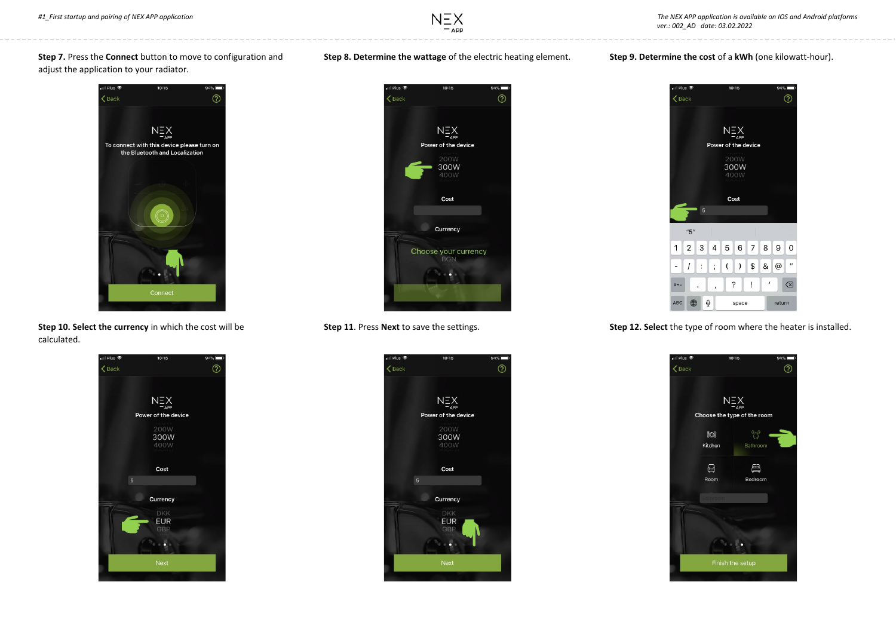**Step 7.** Press the **Connect** button to move to configuration and adjust the application to your radiator.

**Step 8. Determine the wattage** of the electric heating element.

**Step 9. Determine the cost** of a **kWh** (one kilowatt-hour).

**Step 10. Select the currency** in which the cost will be calculated.

**Step 11**. Press **Next** to save the settings.

**Step 12. Select** the type of room where the heater is installed.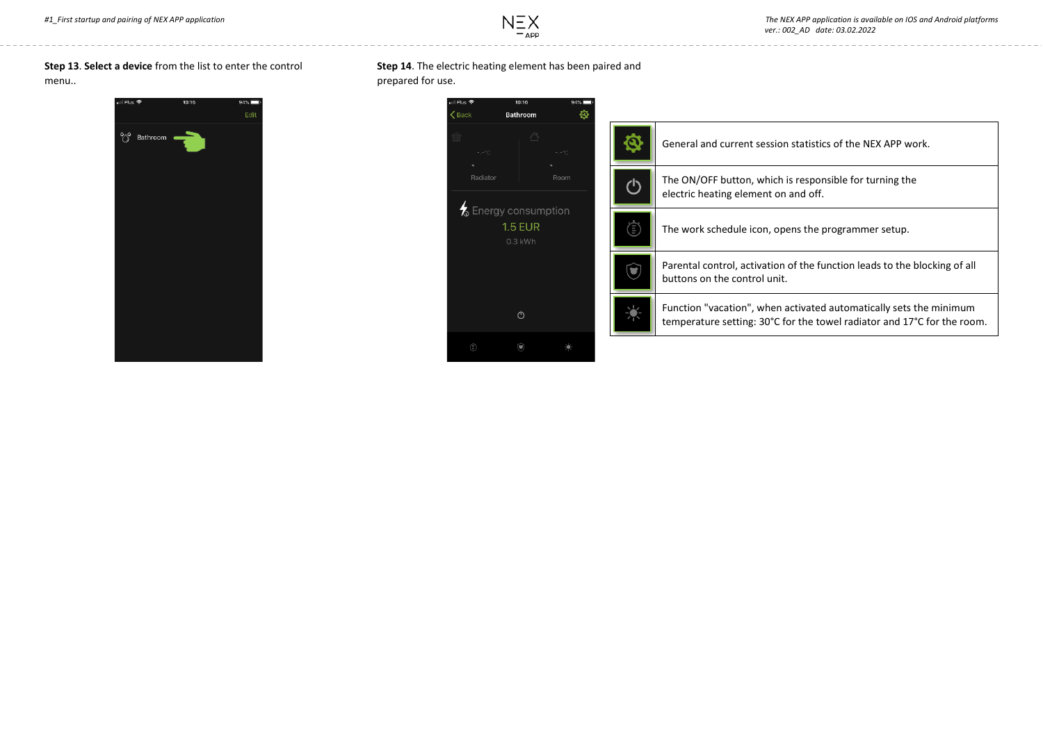**Step 13**. **Select a device** from the list to enter the control menu..

Edit

Bathroom

**Step 14**. The electric heating element has been paired and prepared for use.

Back Bathroom

Radiator Room

Energy consumption
1.5 EUR
0.3 kWh

| | |
|---|---|
| | General and current session statistics of the NEX APP work. |
| | The ON/OFF button, which is responsible for turning the electric heating element on and off. |
| | The work schedule icon, opens the programmer setup. |
| | Parental control, activation of the function leads to the blocking of all buttons on the control unit. |
| | Function "vacation", when activated automatically sets the minimum temperature setting: 30°C for the towel radiator and 17°C for the room. |